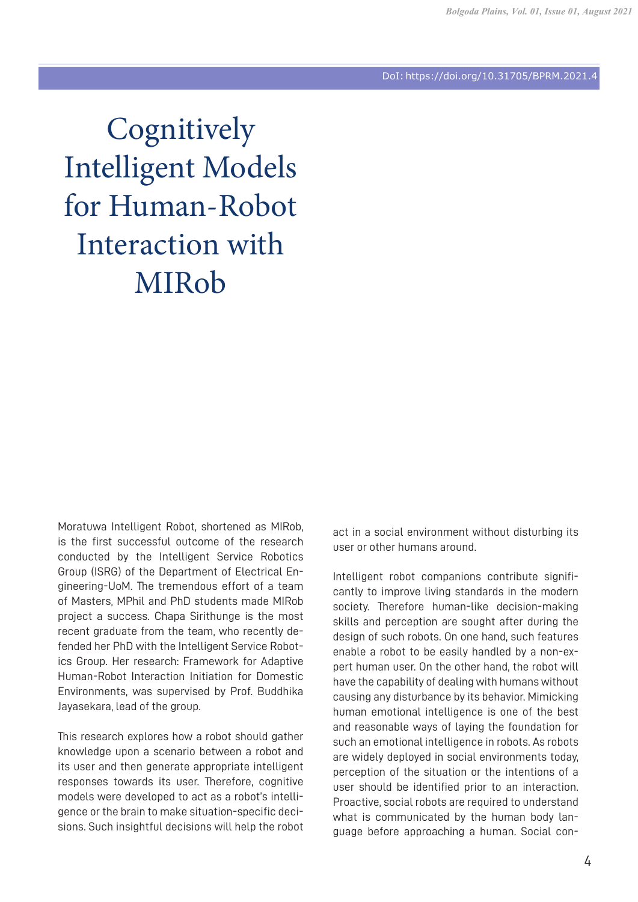DoI: https://doi.org/10.31705/BPRM.2021.4

# Cognitively Intelligent Models for Human-Robot Interaction with MIRob

Moratuwa Intelligent Robot, shortened as MIRob, is the first successful outcome of the research conducted by the Intelligent Service Robotics Group (ISRG) of the Department of Electrical Engineering-UoM. The tremendous effort of a team of Masters, MPhil and PhD students made MIRob project a success. Chapa Sirithunge is the most recent graduate from the team, who recently defended her PhD with the Intelligent Service Robotics Group. Her research: Framework for Adaptive Human-Robot Interaction Initiation for Domestic Environments, was supervised by Prof. Buddhika Jayasekara, lead of the group.

This research explores how a robot should gather knowledge upon a scenario between a robot and its user and then generate appropriate intelligent responses towards its user. Therefore, cognitive models were developed to act as a robot's intelligence or the brain to make situation-specific decisions. Such insightful decisions will help the robot act in a social environment without disturbing its user or other humans around.

Intelligent robot companions contribute significantly to improve living standards in the modern society. Therefore human-like decision-making skills and perception are sought after during the design of such robots. On one hand, such features enable a robot to be easily handled by a non-expert human user. On the other hand, the robot will have the capability of dealing with humans without causing any disturbance by its behavior. Mimicking human emotional intelligence is one of the best and reasonable ways of laying the foundation for such an emotional intelligence in robots. As robots are widely deployed in social environments today, perception of the situation or the intentions of a user should be identified prior to an interaction. Proactive, social robots are required to understand what is communicated by the human body language before approaching a human. Social con-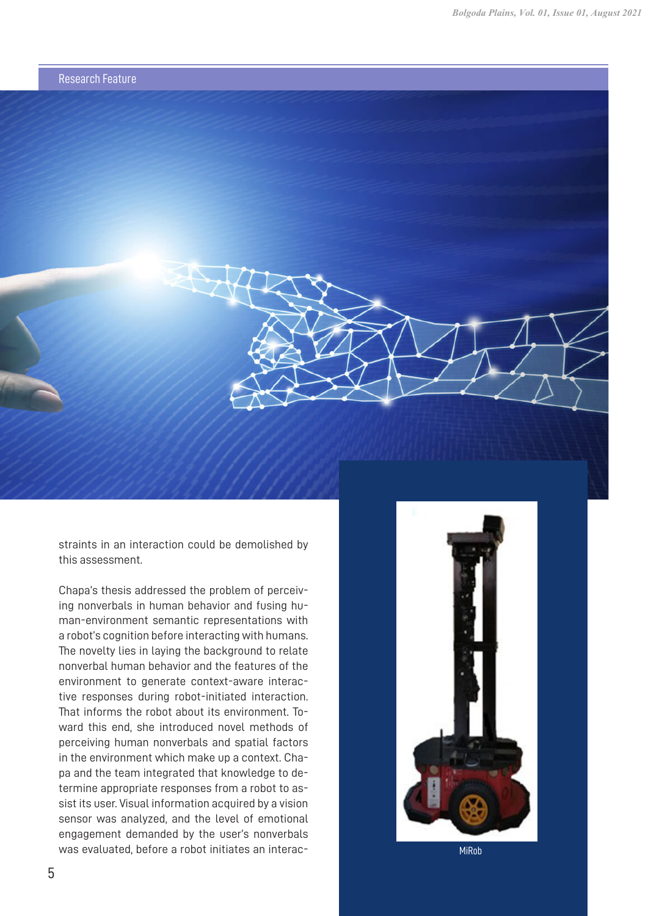Research Feature

straints in an interaction could be demolished by this assessment.

Chapa's thesis addressed the problem of perceiving nonverbals in human behavior and fusing human-environment semantic representations with a robot's cognition before interacting with humans. The novelty lies in laying the background to relate nonverbal human behavior and the features of the environment to generate context-aware interactive responses during robot-initiated interaction. That informs the robot about its environment. Toward this end, she introduced novel methods of perceiving human nonverbals and spatial factors in the environment which make up a context. Chapa and the team integrated that knowledge to determine appropriate responses from a robot to assist its user. Visual information acquired by a vision sensor was analyzed, and the level of emotional engagement demanded by the user's nonverbals was evaluated, before a robot initiates an interac-

MiRob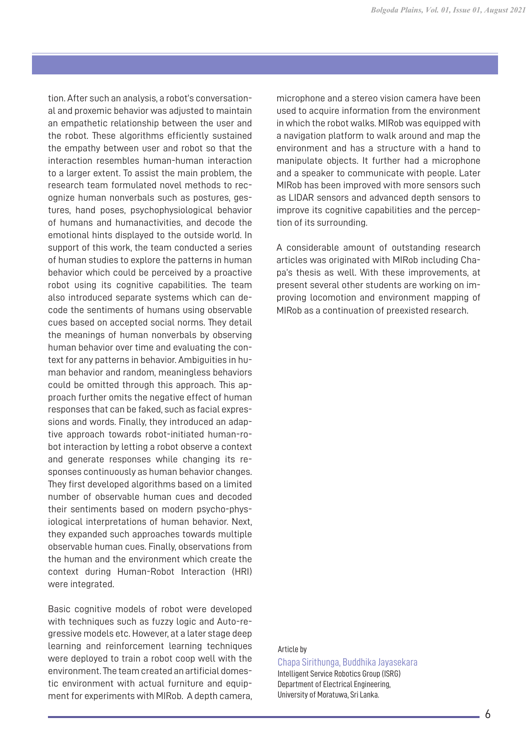tion. After such an analysis, a robot's conversational and proxemic behavior was adjusted to maintain an empathetic relationship between the user and the robot. These algorithms efficiently sustained the empathy between user and robot so that the interaction resembles human-human interaction to a larger extent. To assist the main problem, the research team formulated novel methods to recognize human nonverbals such as postures, gestures, hand poses, psychophysiological behavior of humans and humanactivities, and decode the emotional hints displayed to the outside world. In support of this work, the team conducted a series of human studies to explore the patterns in human behavior which could be perceived by a proactive robot using its cognitive capabilities. The team also introduced separate systems which can decode the sentiments of humans using observable cues based on accepted social norms. They detail the meanings of human nonverbals by observing human behavior over time and evaluating the context for any patterns in behavior. Ambiguities in human behavior and random, meaningless behaviors could be omitted through this approach. This approach further omits the negative effect of human responses that can be faked, such as facial expressions and words. Finally, they introduced an adaptive approach towards robot-initiated human-robot interaction by letting a robot observe a context and generate responses while changing its responses continuously as human behavior changes. They first developed algorithms based on a limited number of observable human cues and decoded their sentiments based on modern psycho-physiological interpretations of human behavior. Next, they expanded such approaches towards multiple observable human cues. Finally, observations from the human and the environment which create the context during Human-Robot Interaction (HRI) were integrated.

Basic cognitive models of robot were developed with techniques such as fuzzy logic and Auto-regressive models etc. However, at a later stage deep learning and reinforcement learning techniques were deployed to train a robot coop well with the environment. The team created an artificial domestic environment with actual furniture and equipment for experiments with MIRob. A depth camera, microphone and a stereo vision camera have been used to acquire information from the environment in which the robot walks. MIRob was equipped with a navigation platform to walk around and map the environment and has a structure with a hand to manipulate objects. It further had a microphone and a speaker to communicate with people. Later MIRob has been improved with more sensors such as LIDAR sensors and advanced depth sensors to improve its cognitive capabilities and the perception of its surrounding.

A considerable amount of outstanding research articles was originated with MIRob including Chapa's thesis as well. With these improvements, at present several other students are working on improving locomotion and environment mapping of MIRob as a continuation of preexisted research.

Article by
Chapa Sirithunga, Buddhika Jayasekara
Intelligent Service Robotics Group (ISRG)
Department of Electrical Engineering,
University of Moratuwa, Sri Lanka.